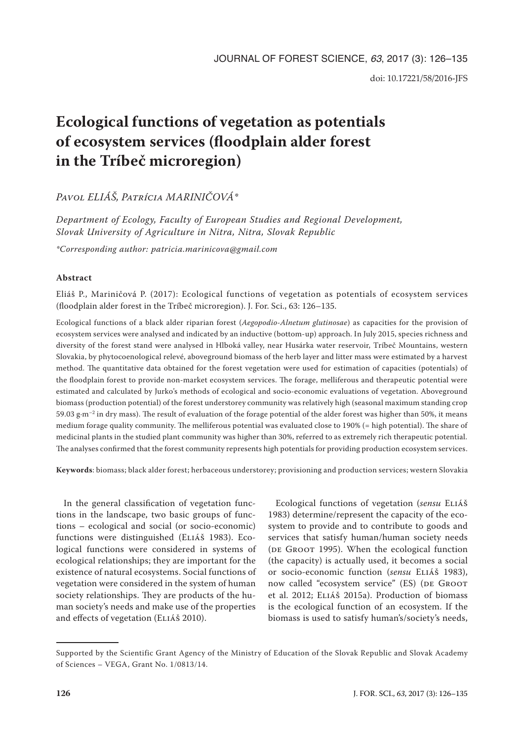doi: 10.17221/58/2016-JFS

# Ecological functions of vegetation as potentials of ecosystem services (floodplain alder forest in the Tríbeč microregion)

*Pavol ELIÁŠ, Patrícia MARINIČOVÁ\**

*Department of Ecology, Faculty of European Studies and Regional Development, Slovak University of Agriculture in Nitra, Nitra, Slovak Republic*

*\*Corresponding author: patricia.marinicova@gmail.com*

## Abstract

Eliáš P., Mariničová P. (2017): Ecological functions of vegetation as potentials of ecosystem services (floodplain alder forest in the Tríbeč microregion). J. For. Sci., 63: 126–135.

Ecological functions of a black alder riparian forest (*Aegopodio-Alnetum glutinosae*) as capacities for the provision of ecosystem services were analysed and indicated by an inductive (bottom-up) approach. In July 2015, species richness and diversity of the forest stand were analysed in Hlboká valley, near Husárka water reservoir, Tríbeč Mountains, western Slovakia, by phytocoenological relevé, aboveground biomass of the herb layer and litter mass were estimated by a harvest method. The quantitative data obtained for the forest vegetation were used for estimation of capacities (potentials) of the floodplain forest to provide non-market ecosystem services. The forage, melliferous and therapeutic potential were estimated and calculated by Jurko's methods of ecological and socio-economic evaluations of vegetation. Aboveground biomass (production potential) of the forest understorey community was relatively high (seasonal maximum standing crop 59.03 g·m$^{-2}$ in dry mass). The result of evaluation of the forage potential of the alder forest was higher than 50%, it means medium forage quality community. The melliferous potential was evaluated close to 190% (= high potential). The share of medicinal plants in the studied plant community was higher than 30%, referred to as extremely rich therapeutic potential. The analyses confirmed that the forest community represents high potentials for providing production ecosystem services.

**Keywords**: biomass; black alder forest; herbaceous understorey; provisioning and production services; western Slovakia

In the general classification of vegetation functions in the landscape, two basic groups of functions – ecological and social (or socio-economic) functions were distinguished (Eliáš 1983). Ecological functions were considered in systems of ecological relationships; they are important for the existence of natural ecosystems. Social functions of vegetation were considered in the system of human society relationships. They are products of the human society's needs and make use of the properties and effects of vegetation (Eliáš 2010).

Ecological functions of vegetation (*sensu* Eliáš 1983) determine/represent the capacity of the ecosystem to provide and to contribute to goods and services that satisfy human/human society needs (de Groot 1995). When the ecological function (the capacity) is actually used, it becomes a social or socio-economic function (*sensu* Eliáš 1983), now called "ecosystem service" (ES) (de Groot et al. 2012; Eliáš 2015a). Production of biomass is the ecological function of an ecosystem. If the biomass is used to satisfy human's/society's needs,

Supported by the Scientific Grant Agency of the Ministry of Education of the Slovak Republic and Slovak Academy of Sciences – VEGA, Grant No. 1/0813/14.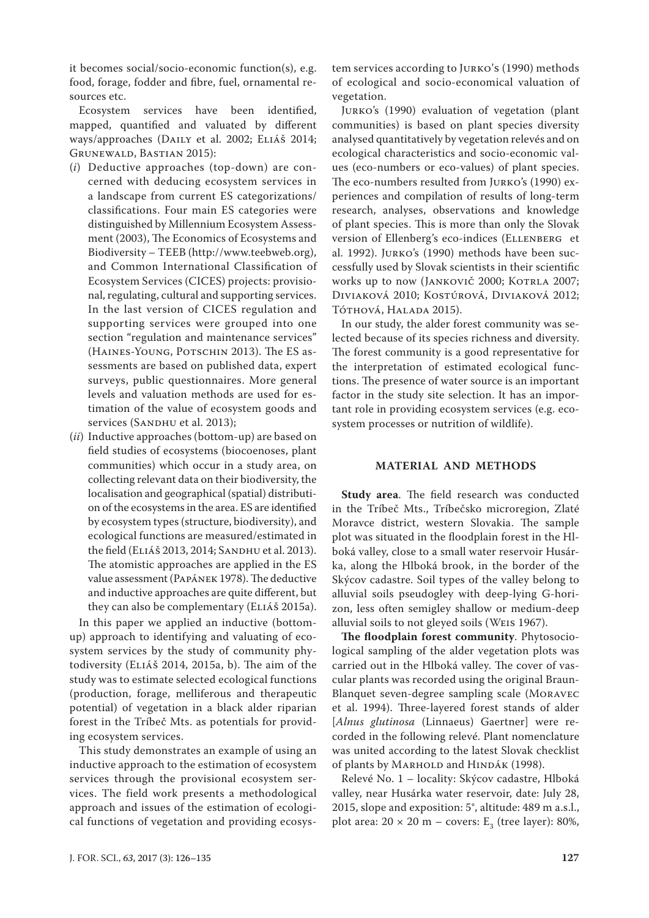it becomes social/socio-economic function(s), e.g. food, forage, fodder and fibre, fuel, ornamental resources etc.

Ecosystem services have been identified, mapped, quantified and valuated by different ways/approaches (Daily et al. 2002; Eliáš 2014; Grunewald, Bastian 2015):

(*i*) Deductive approaches (top-down) are concerned with deducing ecosystem services in a landscape from current ES categorizations/classifications. Four main ES categories were distinguished by Millennium Ecosystem Assessment (2003), The Economics of Ecosystems and Biodiversity – TEEB (http://www.teebweb.org), and Common International Classification of Ecosystem Services (CICES) projects: provisional, regulating, cultural and supporting services. In the last version of CICES regulation and supporting services were grouped into one section "regulation and maintenance services" (Haines-Young, Potschin 2013). The ES assessments are based on published data, expert surveys, public questionnaires. More general levels and valuation methods are used for estimation of the value of ecosystem goods and services (Sandhu et al. 2013);

(*ii*) Inductive approaches (bottom-up) are based on field studies of ecosystems (biocoenoses, plant communities) which occur in a study area, on collecting relevant data on their biodiversity, the localisation and geographical (spatial) distribution of the ecosystems in the area. ES are identified by ecosystem types (structure, biodiversity), and ecological functions are measured/estimated in the field (Eliáš 2013, 2014; Sandhu et al. 2013). The atomistic approaches are applied in the ES value assessment (Papánek 1978). The deductive and inductive approaches are quite different, but they can also be complementary (Eliáš 2015a).

In this paper we applied an inductive (bottom-up) approach to identifying and valuating of ecosystem services by the study of community phytodiversity (Eliáš 2014, 2015a, b). The aim of the study was to estimate selected ecological functions (production, forage, melliferous and therapeutic potential) of vegetation in a black alder riparian forest in the Tríbeč Mts. as potentials for providing ecosystem services.

This study demonstrates an example of using an inductive approach to the estimation of ecosystem services through the provisional ecosystem services. The field work presents a methodological approach and issues of the estimation of ecological functions of vegetation and providing ecosystem services according to Jurko's (1990) methods of ecological and socio-economical valuation of vegetation.

Jurko's (1990) evaluation of vegetation (plant communities) is based on plant species diversity analysed quantitatively by vegetation relevés and on ecological characteristics and socio-economic values (eco-numbers or eco-values) of plant species. The eco-numbers resulted from Jurko's (1990) experiences and compilation of results of long-term research, analyses, observations and knowledge of plant species. This is more than only the Slovak version of Ellenberg's eco-indices (Ellenberg et al. 1992). Jurko's (1990) methods have been successfully used by Slovak scientists in their scientific works up to now (Jankovič 2000; Kotrla 2007; Diviaková 2010; Kostúrová, Diviaková 2012; Tóthová, Halada 2015).

In our study, the alder forest community was selected because of its species richness and diversity. The forest community is a good representative for the interpretation of estimated ecological functions. The presence of water source is an important factor in the study site selection. It has an important role in providing ecosystem services (e.g. ecosystem processes or nutrition of wildlife).

## MATERIAL AND METHODS

**Study area**. The field research was conducted in the Tríbeč Mts., Tríbečsko microregion, Zlaté Moravce district, western Slovakia. The sample plot was situated in the floodplain forest in the Hlboká valley, close to a small water reservoir Husárka, along the Hlboká brook, in the border of the Skýcov cadastre. Soil types of the valley belong to alluvial soils pseudogley with deep-lying G-horizon, less often semigley shallow or medium-deep alluvial soils to not gleyed soils (Weis 1967).

**The floodplain forest community**. Phytosociological sampling of the alder vegetation plots was carried out in the Hlboká valley. The cover of vascular plants was recorded using the original Braun-Blanquet seven-degree sampling scale (Moravec et al. 1994). Three-layered forest stands of alder [*Alnus glutinosa* (Linnaeus) Gaertner] were recorded in the following relevé. Plant nomenclature was united according to the latest Slovak checklist of plants by Marhold and Hindák (1998).

Relevé No. 1 – locality: Skýcov cadastre, Hlboká valley, near Husárka water reservoir, date: July 28, 2015, slope and exposition: 5°, altitude: 489 m a.s.l., plot area: 20 × 20 m – covers: $E_3$ (tree layer): 80%,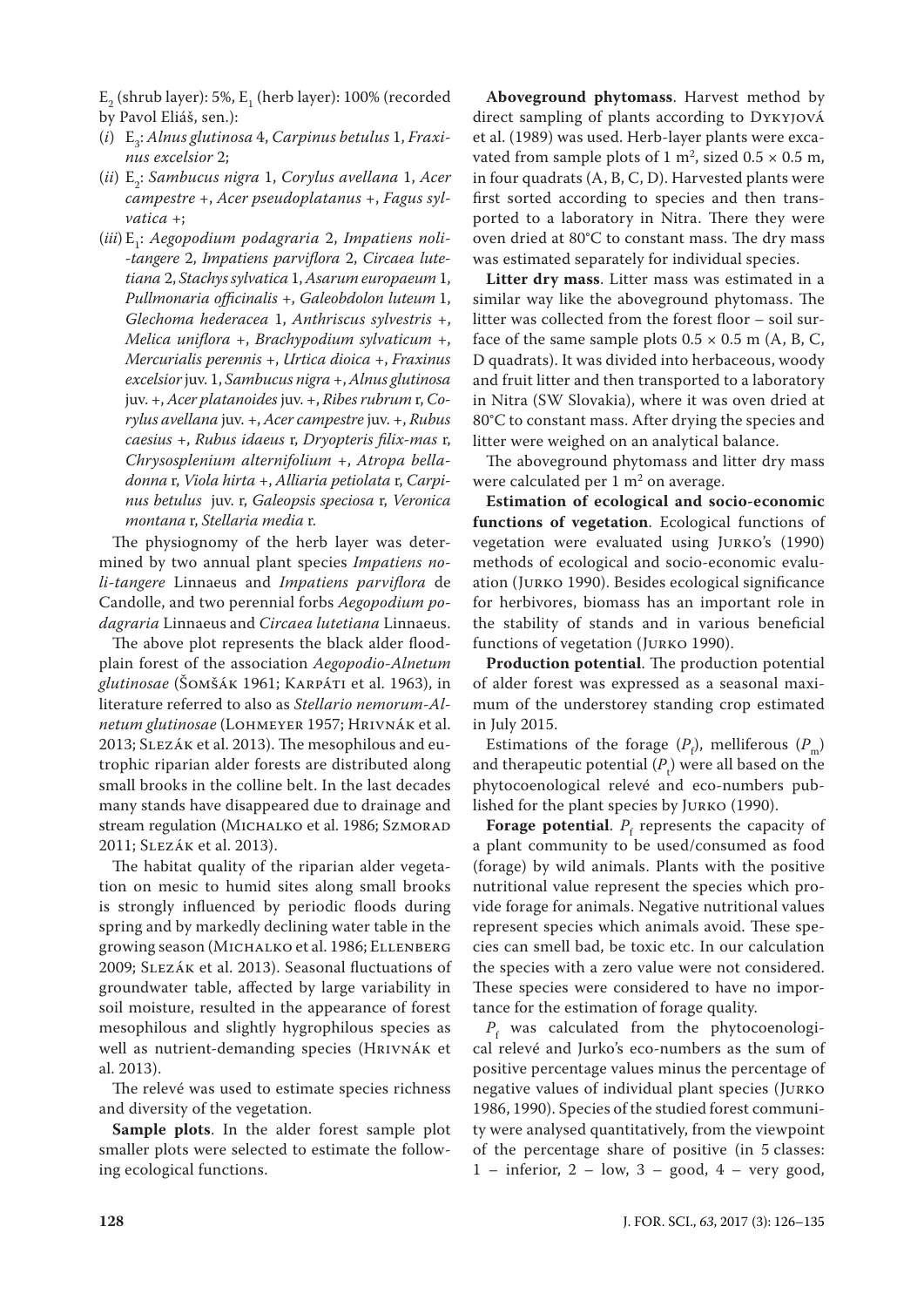$E_2$ (shrub layer): 5%, $E_1$ (herb layer): 100% (recorded by Pavol Eliáš, sen.):

(*i*) $E_3$: *Alnus glutinosa* 4, *Carpinus betulus* 1, *Fraxinus excelsior* 2;

(*ii*) $E_2$: *Sambucus nigra* 1, *Corylus avellana* 1, *Acer campestre* +, *Acer pseudoplatanus* +, *Fagus sylvatica* +;

(*iii*) $E_1$: *Aegopodium podagraria* 2, *Impatiens noli-tangere* 2, *Impatiens parviflora* 2, *Circaea lutetiana* 2, *Stachys sylvatica* 1, *Asarum europaeum* 1, *Pullmonaria officinalis* +, *Galeobdolon luteum* 1, *Glechoma hederacea* 1, *Anthriscus sylvestris* +, *Melica uniflora* +, *Brachypodium sylvaticum* +, *Mercurialis perennis* +, *Urtica dioica* +, *Fraxinus excelsior* juv. 1, *Sambucus nigra* +, *Alnus glutinosa* juv. +, *Acer platanoides* juv. +, *Ribes rubrum* r, *Corylus avellana* juv. +, *Acer campestre* juv. +, *Rubus caesius* +, *Rubus idaeus* r, *Dryopteris filix-mas* r, *Chrysosplenium alternifolium* +, *Atropa belladonna* r, *Viola hirta* +, *Alliaria petiolata* r, *Carpinus betulus* juv. r, *Galeopsis speciosa* r, *Veronica montana* r, *Stellaria media* r.

The physiognomy of the herb layer was determined by two annual plant species *Impatiens noli-tangere* Linnaeus and *Impatiens parviflora* de Candolle, and two perennial forbs *Aegopodium podagraria* Linnaeus and *Circaea lutetiana* Linnaeus.

The above plot represents the black alder floodplain forest of the association *Aegopodio-Alnetum glutinosae* (Šomšák 1961; Karpáti et al. 1963), in literature referred to also as *Stellario nemorum-Alnetum glutinosae* (Lohmeyer 1957; Hrivnák et al. 2013; Slezák et al. 2013). The mesophilous and eutrophic riparian alder forests are distributed along small brooks in the colline belt. In the last decades many stands have disappeared due to drainage and stream regulation (Michalko et al. 1986; Szmorad 2011; Slezák et al. 2013).

The habitat quality of the riparian alder vegetation on mesic to humid sites along small brooks is strongly influenced by periodic floods during spring and by markedly declining water table in the growing season (Michalko et al. 1986; Ellenberg 2009; Slezák et al. 2013). Seasonal fluctuations of groundwater table, affected by large variability in soil moisture, resulted in the appearance of forest mesophilous and slightly hygrophilous species as well as nutrient-demanding species (Hrivnák et al. 2013).

The relevé was used to estimate species richness and diversity of the vegetation.

**Sample plots**. In the alder forest sample plot smaller plots were selected to estimate the following ecological functions.

**Aboveground phytomass**. Harvest method by direct sampling of plants according to Dykyjová et al. (1989) was used. Herb-layer plants were excavated from sample plots of 1 m², sized 0.5 × 0.5 m, in four quadrats (A, B, C, D). Harvested plants were first sorted according to species and then transported to a laboratory in Nitra. There they were oven dried at 80°C to constant mass. The dry mass was estimated separately for individual species.

**Litter dry mass**. Litter mass was estimated in a similar way like the aboveground phytomass. The litter was collected from the forest floor – soil surface of the same sample plots 0.5 × 0.5 m (A, B, C, D quadrats). It was divided into herbaceous, woody and fruit litter and then transported to a laboratory in Nitra (SW Slovakia), where it was oven dried at 80°C to constant mass. After drying the species and litter were weighed on an analytical balance.

The aboveground phytomass and litter dry mass were calculated per 1 m² on average.

**Estimation of ecological and socio-economic functions of vegetation**. Ecological functions of vegetation were evaluated using Jurko's (1990) methods of ecological and socio-economic evaluation (Jurko 1990). Besides ecological significance for herbivores, biomass has an important role in the stability of stands and in various beneficial functions of vegetation (Jurko 1990).

**Production potential**. The production potential of alder forest was expressed as a seasonal maximum of the understorey standing crop estimated in July 2015.

Estimations of the forage ($P_f$), melliferous ($P_m$) and therapeutic potential ($P_t$) were all based on the phytocoenological relevé and eco-numbers published for the plant species by Jurko (1990).

**Forage potential**. $P_f$ represents the capacity of a plant community to be used/consumed as food (forage) by wild animals. Plants with the positive nutritional value represent the species which provide forage for animals. Negative nutritional values represent species which animals avoid. These species can smell bad, be toxic etc. In our calculation the species with a zero value were not considered. These species were considered to have no importance for the estimation of forage quality.

$P_f$ was calculated from the phytocoenological relevé and Jurko's eco-numbers as the sum of positive percentage values minus the percentage of negative values of individual plant species (Jurko 1986, 1990). Species of the studied forest community were analysed quantitatively, from the viewpoint of the percentage share of positive (in 5 classes: 1 – inferior, 2 – low, 3 – good, 4 – very good,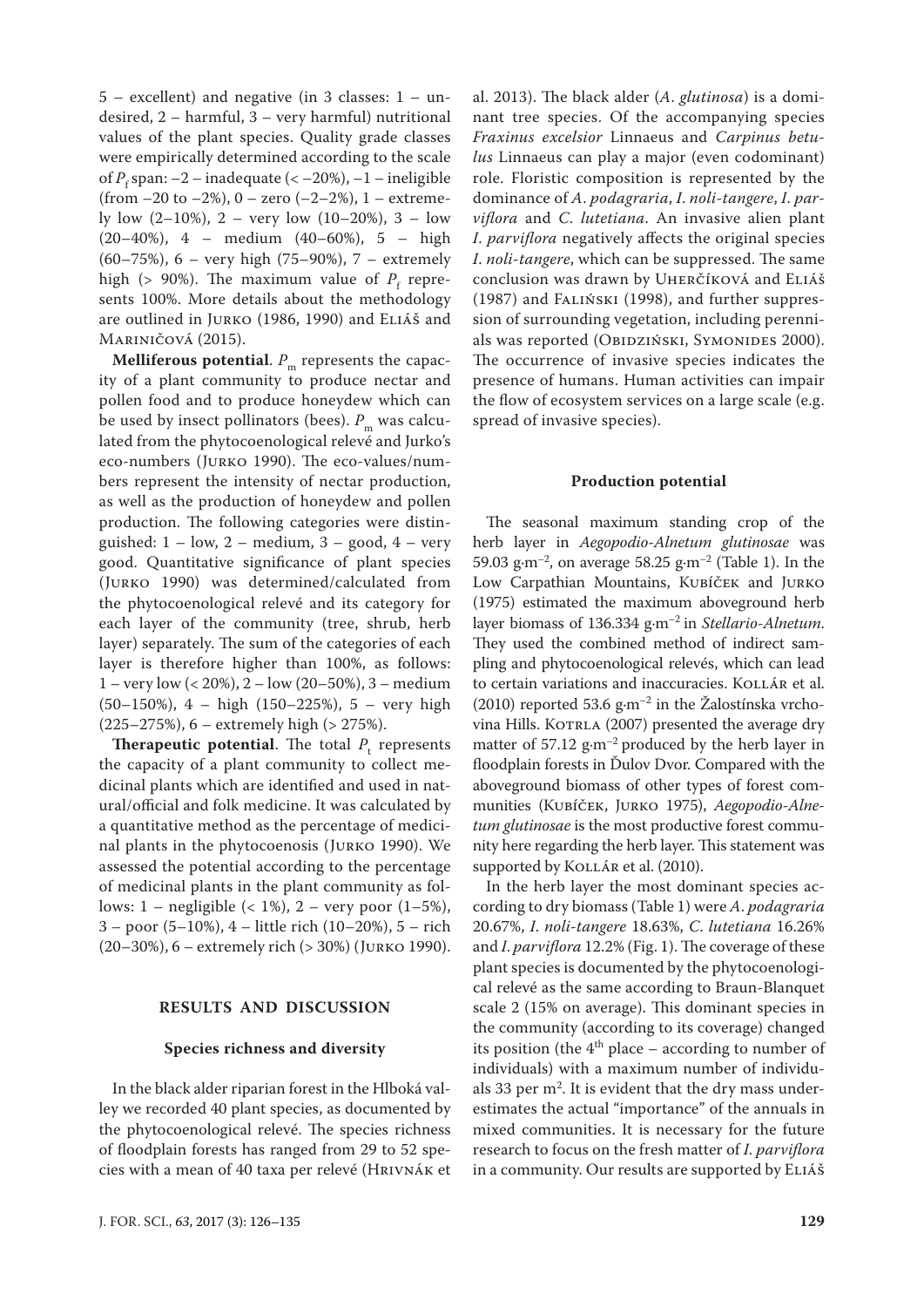5 – excellent) and negative (in 3 classes: 1 – undesired, 2 – harmful, 3 – very harmful) nutritional values of the plant species. Quality grade classes were empirically determined according to the scale of $P_f$ span: –2 – inadequate (< –20%), –1 – ineligible (from –20 to –2%), 0 – zero (–2–2%), 1 – extremely low (2–10%), 2 – very low (10–20%), 3 – low (20–40%), 4 – medium (40–60%), 5 – high (60–75%), 6 – very high (75–90%), 7 – extremely high (> 90%). The maximum value of $P_f$ represents 100%. More details about the methodology are outlined in Jurko (1986, 1990) and Eliáš and Mariničová (2015).

**Melliferous potential**. $P_m$ represents the capacity of a plant community to produce nectar and pollen food and to produce honeydew which can be used by insect pollinators (bees). $P_m$ was calculated from the phytocoenological relevé and Jurko's eco-numbers (Jurko 1990). The eco-values/numbers represent the intensity of nectar production, as well as the production of honeydew and pollen production. The following categories were distinguished: 1 – low, 2 – medium, 3 – good, 4 – very good. Quantitative significance of plant species (Jurko 1990) was determined/calculated from the phytocoenological relevé and its category for each layer of the community (tree, shrub, herb layer) separately. The sum of the categories of each layer is therefore higher than 100%, as follows: 1 – very low (< 20%), 2 – low (20–50%), 3 – medium (50–150%), 4 – high (150–225%), 5 – very high (225–275%), 6 – extremely high (> 275%).

**Therapeutic potential**. The total $P_t$ represents the capacity of a plant community to collect medicinal plants which are identified and used in natural/official and folk medicine. It was calculated by a quantitative method as the percentage of medicinal plants in the phytocoenosis (Jurko 1990). We assessed the potential according to the percentage of medicinal plants in the plant community as follows: 1 – negligible (< 1%), 2 – very poor (1–5%), 3 – poor (5–10%), 4 – little rich (10–20%), 5 – rich (20–30%), 6 – extremely rich (> 30%) (Jurko 1990).

## RESULTS AND DISCUSSION

### Species richness and diversity

In the black alder riparian forest in the Hlboká valley we recorded 40 plant species, as documented by the phytocoenological relevé. The species richness of floodplain forests has ranged from 29 to 52 species with a mean of 40 taxa per relevé (Hrivnák et al. 2013). The black alder (*A. glutinosa*) is a dominant tree species. Of the accompanying species *Fraxinus excelsior* Linnaeus and *Carpinus betulus* Linnaeus can play a major (even codominant) role. Floristic composition is represented by the dominance of *A. podagraria*, *I. noli-tangere*, *I. parviflora* and *C. lutetiana*. An invasive alien plant *I. parviflora* negatively affects the original species *I. noli-tangere*, which can be suppressed. The same conclusion was drawn by Uherčíková and Eliáš (1987) and Faliński (1998), and further suppression of surrounding vegetation, including perennials was reported (Obidziński, Symonides 2000). The occurrence of invasive species indicates the presence of humans. Human activities can impair the flow of ecosystem services on a large scale (e.g. spread of invasive species).

### Production potential

The seasonal maximum standing crop of the herb layer in *Aegopodio-Alnetum glutinosae* was 59.03 g·m$^{-2}$, on average 58.25 g·m$^{-2}$ (Table 1). In the Low Carpathian Mountains, Kubíček and Jurko (1975) estimated the maximum aboveground herb layer biomass of 136.334 g·m$^{-2}$ in *Stellario-Alnetum*. They used the combined method of indirect sampling and phytocoenological relevés, which can lead to certain variations and inaccuracies. Kollár et al. (2010) reported 53.6 g·m$^{-2}$ in the Žalostínska vrchovina Hills. Kotrla (2007) presented the average dry matter of 57.12 g·m$^{-2}$ produced by the herb layer in floodplain forests in Ďulov Dvor. Compared with the aboveground biomass of other types of forest communities (Kubíček, Jurko 1975), *Aegopodio-Alnetum glutinosae* is the most productive forest community here regarding the herb layer. This statement was supported by Kollár et al. (2010).

In the herb layer the most dominant species according to dry biomass (Table 1) were *A. podagraria* 20.67%, *I. noli-tangere* 18.63%, *C. lutetiana* 16.26% and *I. parviflora* 12.2% (Fig. 1). The coverage of these plant species is documented by the phytocoenological relevé as the same according to Braun-Blanquet scale 2 (15% on average). This dominant species in the community (according to its coverage) changed its position (the 4$^{th}$ place – according to number of individuals) with a maximum number of individuals 33 per m$^2$. It is evident that the dry mass underestimates the actual "importance" of the annuals in mixed communities. It is necessary for the future research to focus on the fresh matter of *I. parviflora* in a community. Our results are supported by Eliáš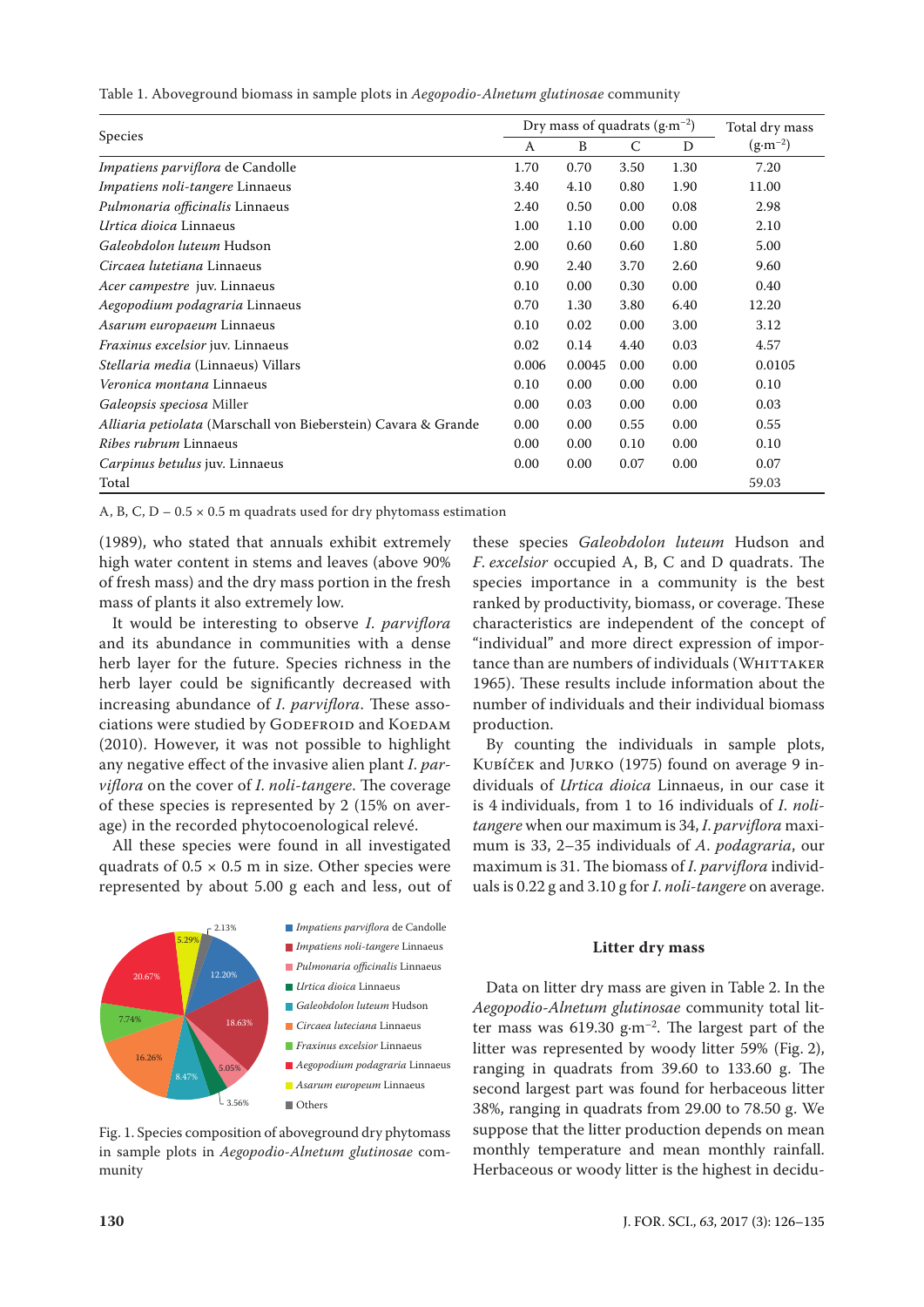Table 1. Aboveground biomass in sample plots in *Aegopodio-Alnetum glutinosae* community

| Species | Dry mass of quadrats (g·m$^{-2}$) | | | | Total dry mass (g·m$^{-2}$) |
|---|---|---|---|---|---|
| | A | B | C | D | |
| *Impatiens parviflora* de Candolle | 1.70 | 0.70 | 3.50 | 1.30 | 7.20 |
| *Impatiens noli-tangere* Linnaeus | 3.40 | 4.10 | 0.80 | 1.90 | 11.00 |
| *Pulmonaria officinalis* Linnaeus | 2.40 | 0.50 | 0.00 | 0.08 | 2.98 |
| *Urtica dioica* Linnaeus | 1.00 | 1.10 | 0.00 | 0.00 | 2.10 |
| *Galeobdolon luteum* Hudson | 2.00 | 0.60 | 0.60 | 1.80 | 5.00 |
| *Circaea lutetiana* Linnaeus | 0.90 | 2.40 | 3.70 | 2.60 | 9.60 |
| *Acer campestre* juv. Linnaeus | 0.10 | 0.00 | 0.30 | 0.00 | 0.40 |
| *Aegopodium podagraria* Linnaeus | 0.70 | 1.30 | 3.80 | 6.40 | 12.20 |
| *Asarum europaeum* Linnaeus | 0.10 | 0.02 | 0.00 | 3.00 | 3.12 |
| *Fraxinus excelsior* juv. Linnaeus | 0.02 | 0.14 | 4.40 | 0.03 | 4.57 |
| *Stellaria media* (Linnaeus) Villars | 0.006 | 0.0045 | 0.00 | 0.00 | 0.0105 |
| *Veronica montana* Linnaeus | 0.10 | 0.00 | 0.00 | 0.00 | 0.10 |
| *Galeopsis speciosa* Miller | 0.00 | 0.03 | 0.00 | 0.00 | 0.03 |
| *Alliaria petiolata* (Marschall von Bieberstein) Cavara & Grande | 0.00 | 0.00 | 0.55 | 0.00 | 0.55 |
| *Ribes rubrum* Linnaeus | 0.00 | 0.00 | 0.10 | 0.00 | 0.10 |
| *Carpinus betulus* juv. Linnaeus | 0.00 | 0.00 | 0.07 | 0.00 | 0.07 |
| Total | | | | | 59.03 |

A, B, C, D – 0.5 × 0.5 m quadrats used for dry phytomass estimation

(1989), who stated that annuals exhibit extremely high water content in stems and leaves (above 90% of fresh mass) and the dry mass portion in the fresh mass of plants it also extremely low.

It would be interesting to observe *I. parviflora* and its abundance in communities with a dense herb layer for the future. Species richness in the herb layer could be significantly decreased with increasing abundance of *I. parviflora*. These associations were studied by Godefroid and Koedam (2010). However, it was not possible to highlight any negative effect of the invasive alien plant *I. parviflora* on the cover of *I. noli-tangere*. The coverage of these species is represented by 2 (15% on average) in the recorded phytocoenological relevé.

All these species were found in all investigated quadrats of 0.5 × 0.5 m in size. Other species were represented by about 5.00 g each and less, out of these species *Galeobdolon luteum* Hudson and *F. excelsior* occupied A, B, C and D quadrats. The species importance in a community is the best ranked by productivity, biomass, or coverage. These characteristics are independent of the concept of "individual" and more direct expression of importance than are numbers of individuals (Whittaker 1965). These results include information about the number of individuals and their individual biomass production.

By counting the individuals in sample plots, Kubíček and Jurko (1975) found on average 9 individuals of *Urtica dioica* Linnaeus, in our case it is 4 individuals, from 1 to 16 individuals of *I. noli-tangere* when our maximum is 34, *I. parviflora* maximum is 33, 2–35 individuals of *A. podagraria*, our maximum is 31. The biomass of *I. parviflora* individuals is 0.22 g and 3.10 g for *I. noli-tangere* on average.

Fig. 1. Species composition of aboveground dry phytomass in sample plots in *Aegopodio-Alnetum glutinosae* community

### Litter dry mass

Data on litter dry mass are given in Table 2. In the *Aegopodio-Alnetum glutinosae* community total litter mass was 619.30 g·m$^{-2}$. The largest part of the litter was represented by woody litter 59% (Fig. 2), ranging in quadrats from 39.60 to 133.60 g. The second largest part was found for herbaceous litter 38%, ranging in quadrats from 29.00 to 78.50 g. We suppose that the litter production depends on mean monthly temperature and mean monthly rainfall. Herbaceous or woody litter is the highest in decidu-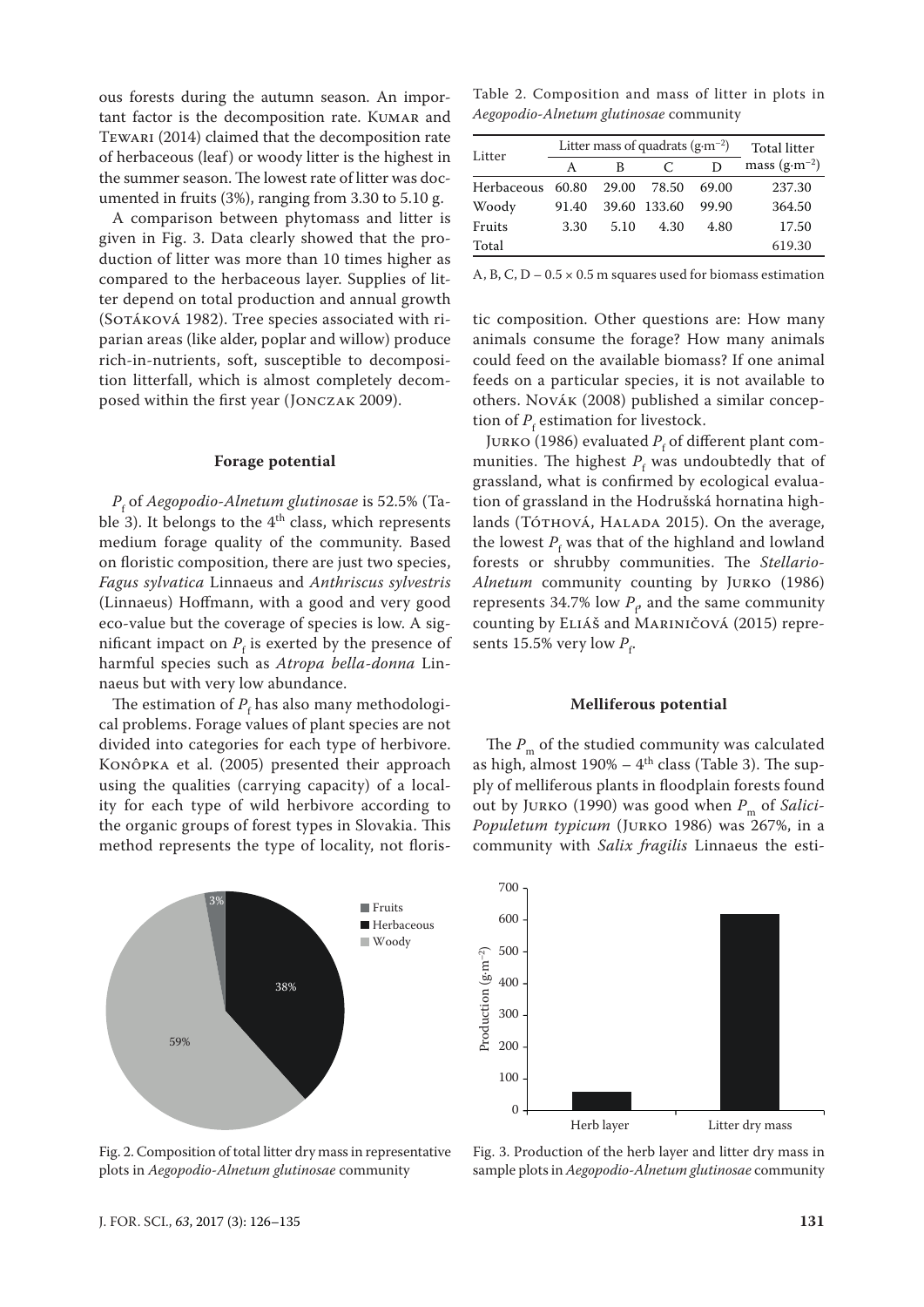ous forests during the autumn season. An important factor is the decomposition rate. Kumar and Tewari (2014) claimed that the decomposition rate of herbaceous (leaf) or woody litter is the highest in the summer season. The lowest rate of litter was documented in fruits (3%), ranging from 3.30 to 5.10 g.

A comparison between phytomass and litter is given in Fig. 3. Data clearly showed that the production of litter was more than 10 times higher as compared to the herbaceous layer. Supplies of litter depend on total production and annual growth (Sotáková 1982). Tree species associated with riparian areas (like alder, poplar and willow) produce rich-in-nutrients, soft, susceptible to decomposition litterfall, which is almost completely decomposed within the first year (Jonczak 2009).

Fig. 2. Composition of total litter dry mass in representative plots in *Aegopodio-Alnetum glutinosae* community

Table 2. Composition and mass of litter in plots in *Aegopodio-Alnetum glutinosae* community

| Litter | Litter mass of quadrats ($g \cdot m^{-2}$) | | | | Total litter mass ($g \cdot m^{-2}$) |
|---|---|---|---|---|---|
| | A | B | C | D | |
| Herbaceous | 60.80 | 29.00 | 78.50 | 69.00 | 237.30 |
| Woody | 91.40 | 39.60 | 133.60 | 99.90 | 364.50 |
| Fruits | 3.30 | 5.10 | 4.30 | 4.80 | 17.50 |
| Total | | | | | 619.30 |

A, B, C, D – 0.5 × 0.5 m squares used for biomass estimation

## Forage potential

$P_f$ of *Aegopodio-Alnetum glutinosae* is 52.5% (Table 3). It belongs to the 4th class, which represents medium forage quality of the community. Based on floristic composition, there are just two species, *Fagus sylvatica* Linnaeus and *Anthriscus sylvestris* (Linnaeus) Hoffmann, with a good and very good eco-value but the coverage of species is low. A significant impact on $P_f$ is exerted by the presence of harmful species such as *Atropa bella-donna* Linnaeus but with very low abundance.

The estimation of $P_f$ has also many methodological problems. Forage values of plant species are not divided into categories for each type of herbivore. Konôpka et al. (2005) presented their approach using the qualities (carrying capacity) of a locality for each type of wild herbivore according to the organic groups of forest types in Slovakia. This method represents the type of locality, not floristic composition. Other questions are: How many animals consume the forage? How many animals could feed on the available biomass? If one animal feeds on a particular species, it is not available to others. Novák (2008) published a similar conception of $P_f$ estimation for livestock.

Jurko (1986) evaluated $P_f$ of different plant communities. The highest $P_f$ was undoubtedly that of grassland, what is confirmed by ecological evaluation of grassland in the Hodrušská hornatina highlands (Tóthová, Halada 2015). On the average, the lowest $P_f$ was that of the highland and lowland forests or shrubby communities. The *Stellario-Alnetum* community counting by Jurko (1986) represents 34.7% low $P_f$, and the same community counting by Eliáš and Mariničová (2015) represents 15.5% very low $P_f$.

## Melliferous potential

The $P_m$ of the studied community was calculated as high, almost 190% – 4th class (Table 3). The supply of melliferous plants in floodplain forests found out by Jurko (1990) was good when $P_m$ of *Salici-Populetum typicum* (Jurko 1986) was 267%, in a community with *Salix fragilis* Linnaeus the esti-

Fig. 3. Production of the herb layer and litter dry mass in sample plots in *Aegopodio-Alnetum glutinosae* community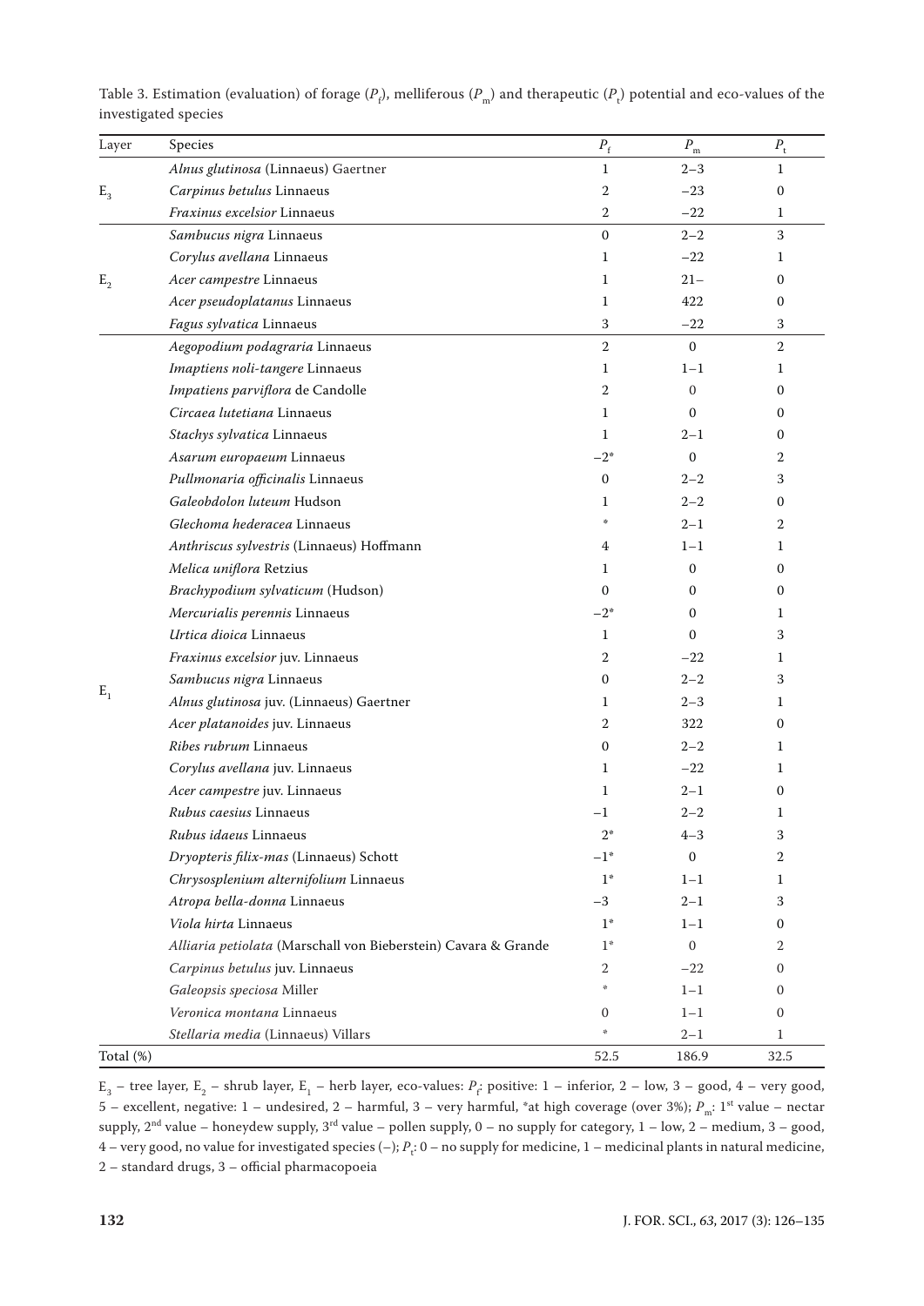Table 3. Estimation (evaluation) of forage ($P_f$), melliferous ($P_m$) and therapeutic ($P_t$) potential and eco-values of the investigated species

| Layer | Species | $P_f$ | $P_m$ | $P_t$ |
|---|---|---|---|---|
| $E_3$ | *Alnus glutinosa* (Linnaeus) Gaertner | 1 | 2–3 | 1 |
| | *Carpinus betulus* Linnaeus | 2 | –23 | 0 |
| | *Fraxinus excelsior* Linnaeus | 2 | –22 | 1 |
| $E_2$ | *Sambucus nigra* Linnaeus | 0 | 2–2 | 3 |
| | *Corylus avellana* Linnaeus | 1 | –22 | 1 |
| | *Acer campestre* Linnaeus | 1 | 21– | 0 |
| | *Acer pseudoplatanus* Linnaeus | 1 | 422 | 0 |
| | *Fagus sylvatica* Linnaeus | 3 | –22 | 3 |
| $E_1$ | *Aegopodium podagraria* Linnaeus | 2 | 0 | 2 |
| | *Imaptiens noli-tangere* Linnaeus | 1 | 1–1 | 1 |
| | *Impatiens parviflora* de Candolle | 2 | 0 | 0 |
| | *Circaea lutetiana* Linnaeus | 1 | 0 | 0 |
| | *Stachys sylvatica* Linnaeus | 1 | 2–1 | 0 |
| | *Asarum europaeum* Linnaeus | –2* | 0 | 2 |
| | *Pullmonaria officinalis* Linnaeus | 0 | 2–2 | 3 |
| | *Galeobdolon luteum* Hudson | 1 | 2–2 | 0 |
| | *Glechoma hederacea* Linnaeus | * | 2–1 | 2 |
| | *Anthriscus sylvestris* (Linnaeus) Hoffmann | 4 | 1–1 | 1 |
| | *Melica uniflora* Retzius | 1 | 0 | 0 |
| | *Brachypodium sylvaticum* (Hudson) | 0 | 0 | 0 |
| | *Mercurialis perennis* Linnaeus | –2* | 0 | 1 |
| | *Urtica dioica* Linnaeus | 1 | 0 | 3 |
| | *Fraxinus excelsior* juv. Linnaeus | 2 | –22 | 1 |
| | *Sambucus nigra* Linnaeus | 0 | 2–2 | 3 |
| | *Alnus glutinosa* juv. (Linnaeus) Gaertner | 1 | 2–3 | 1 |
| | *Acer platanoides* juv. Linnaeus | 2 | 322 | 0 |
| | *Ribes rubrum* Linnaeus | 0 | 2–2 | 1 |
| | *Corylus avellana* juv. Linnaeus | 1 | –22 | 1 |
| | *Acer campestre* juv. Linnaeus | 1 | 2–1 | 0 |
| | *Rubus caesius* Linnaeus | –1 | 2–2 | 1 |
| | *Rubus idaeus* Linnaeus | 2* | 4–3 | 3 |
| | *Dryopteris filix-mas* (Linnaeus) Schott | –1* | 0 | 2 |
| | *Chrysosplenium alternifolium* Linnaeus | 1* | 1–1 | 1 |
| | *Atropa bella-donna* Linnaeus | –3 | 2–1 | 3 |
| | *Viola hirta* Linnaeus | 1* | 1–1 | 0 |
| | *Alliaria petiolata* (Marschall von Bieberstein) Cavara & Grande | 1* | 0 | 2 |
| | *Carpinus betulus* juv. Linnaeus | 2 | –22 | 0 |
| | *Galeopsis speciosa* Miller | * | 1–1 | 0 |
| | *Veronica montana* Linnaeus | 0 | 1–1 | 0 |
| | *Stellaria media* (Linnaeus) Villars | * | 2–1 | 1 |
| Total (%) | | 52.5 | 186.9 | 32.5 |

$E_3$ – tree layer, $E_2$ – shrub layer, $E_1$ – herb layer, eco-values: $P_f$: positive: 1 – inferior, 2 – low, 3 – good, 4 – very good, 5 – excellent, negative: 1 – undesired, 2 – harmful, 3 – very harmful, *at high coverage (over 3%); $P_m$: 1st value – nectar supply, 2nd value – honeydew supply, 3rd value – pollen supply, 0 – no supply for category, 1 – low, 2 – medium, 3 – good, 4 – very good, no value for investigated species (–); $P_t$: 0 – no supply for medicine, 1 – medicinal plants in natural medicine, 2 – standard drugs, 3 – official pharmacopoeia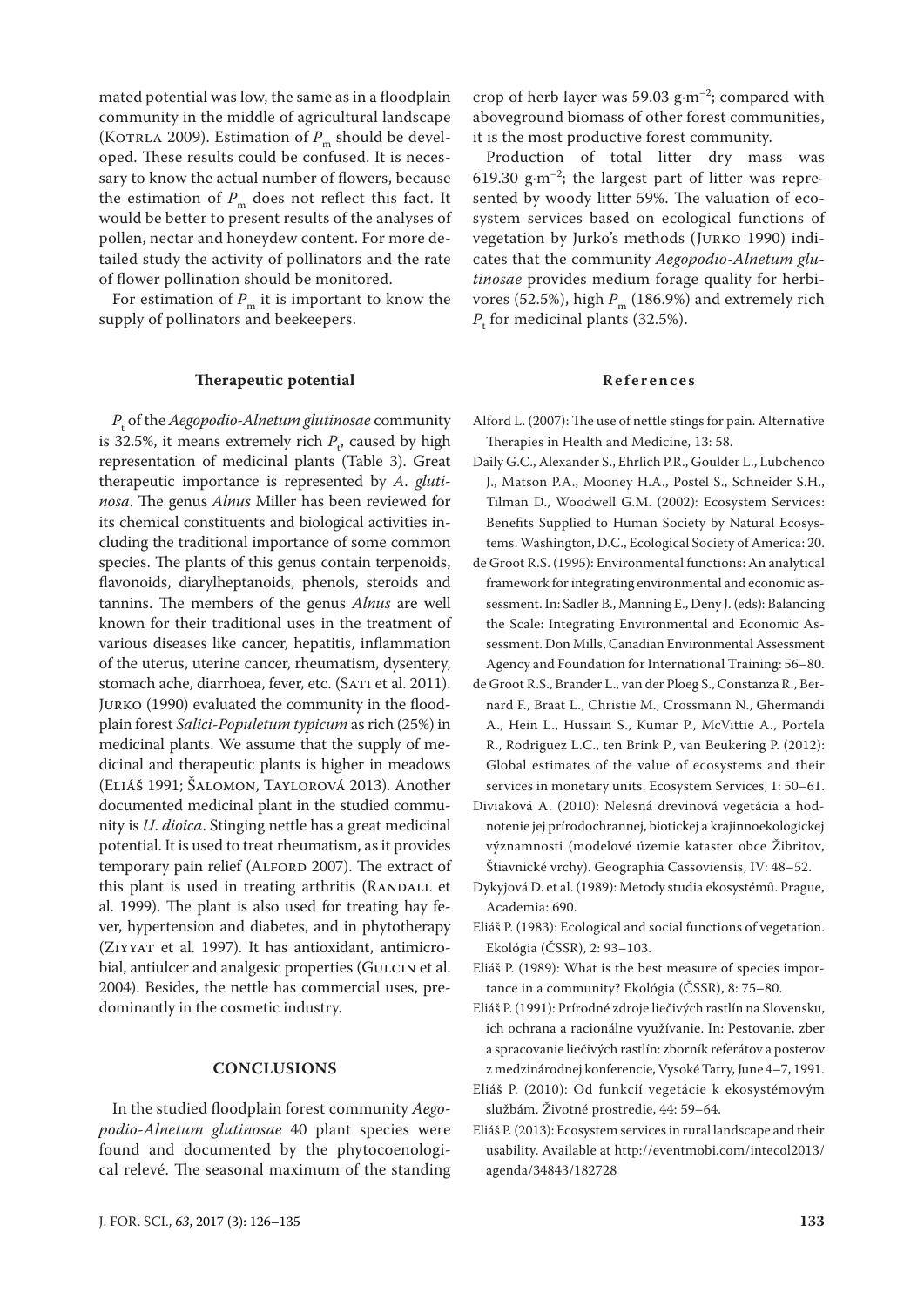mated potential was low, the same as in a floodplain community in the middle of agricultural landscape (Kotrla 2009). Estimation of $P_m$ should be developed. These results could be confused. It is necessary to know the actual number of flowers, because the estimation of $P_m$ does not reflect this fact. It would be better to present results of the analyses of pollen, nectar and honeydew content. For more detailed study the activity of pollinators and the rate of flower pollination should be monitored.

For estimation of $P_m$ it is important to know the supply of pollinators and beekeepers.

### Therapeutic potential

$P_t$ of the *Aegopodio-Alnetum glutinosae* community is 32.5%, it means extremely rich $P_t$, caused by high representation of medicinal plants (Table 3). Great therapeutic importance is represented by *A. glutinosa*. The genus *Alnus* Miller has been reviewed for its chemical constituents and biological activities including the traditional importance of some common species. The plants of this genus contain terpenoids, flavonoids, diarylheptanoids, phenols, steroids and tannins. The members of the genus *Alnus* are well known for their traditional uses in the treatment of various diseases like cancer, hepatitis, inflammation of the uterus, uterine cancer, rheumatism, dysentery, stomach ache, diarrhoea, fever, etc. (Sati et al. 2011). Jurko (1990) evaluated the community in the floodplain forest *Salici-Populetum typicum* as rich (25%) in medicinal plants. We assume that the supply of medicinal and therapeutic plants is higher in meadows (Eliáš 1991; Šalomon, Taylorová 2013). Another documented medicinal plant in the studied community is *U. dioica*. Stinging nettle has a great medicinal potential. It is used to treat rheumatism, as it provides temporary pain relief (Alford 2007). The extract of this plant is used in treating arthritis (Randall et al. 1999). The plant is also used for treating hay fever, hypertension and diabetes, and in phytotherapy (Ziyyat et al. 1997). It has antioxidant, antimicrobial, antiulcer and analgesic properties (Gulcin et al. 2004). Besides, the nettle has commercial uses, predominantly in the cosmetic industry.

## CONCLUSIONS

In the studied floodplain forest community *Aegopodio-Alnetum glutinosae* 40 plant species were found and documented by the phytocoenological relevé. The seasonal maximum of the standing crop of herb layer was 59.03 g·m$^{-2}$; compared with aboveground biomass of other forest communities, it is the most productive forest community.

Production of total litter dry mass was 619.30 g·m$^{-2}$; the largest part of litter was represented by woody litter 59%. The valuation of ecosystem services based on ecological functions of vegetation by Jurko's methods (Jurko 1990) indicates that the community *Aegopodio-Alnetum glutinosae* provides medium forage quality for herbivores (52.5%), high $P_m$ (186.9%) and extremely rich $P_t$ for medicinal plants (32.5%).

## References

Alford L. (2007): The use of nettle stings for pain. Alternative Therapies in Health and Medicine, 13: 58.

Daily G.C., Alexander S., Ehrlich P.R., Goulder L., Lubchenco J., Matson P.A., Mooney H.A., Postel S., Schneider S.H., Tilman D., Woodwell G.M. (2002): Ecosystem Services: Benefits Supplied to Human Society by Natural Ecosystems. Washington, D.C., Ecological Society of America: 20.

de Groot R.S. (1995): Environmental functions: An analytical framework for integrating environmental and economic assessment. In: Sadler B., Manning E., Deny J. (eds): Balancing the Scale: Integrating Environmental and Economic Assessment. Don Mills, Canadian Environmental Assessment Agency and Foundation for International Training: 56–80.

de Groot R.S., Brander L., van der Ploeg S., Constanza R., Bernard F., Braat L., Christie M., Crossmann N., Ghermandi A., Hein L., Hussain S., Kumar P., McVittie A., Portela R., Rodriguez L.C., ten Brink P., van Beukering P. (2012): Global estimates of the value of ecosystems and their services in monetary units. Ecosystem Services, 1: 50–61.

Diviaková A. (2010): Nelesná drevinová vegetácia a hodnotenie jej prírodochrannej, biotickej a krajinnoekologickej významnosti (modelové územie kataster obce Žibritov, Štiavnické vrchy). Geographia Cassoviensis, IV: 48–52.

Dykyjová D. et al. (1989): Metody studia ekosystémů. Prague, Academia: 690.

Eliáš P. (1983): Ecological and social functions of vegetation. Ekológia (ČSSR), 2: 93–103.

Eliáš P. (1989): What is the best measure of species importance in a community? Ekológia (ČSSR), 8: 75–80.

Eliáš P. (1991): Prírodné zdroje liečivých rastlín na Slovensku, ich ochrana a racionálne využívanie. In: Pestovanie, zber a spracovanie liečivých rastlín: zborník referátov a posterov z medzinárodnej konferencie, Vysoké Tatry, June 4–7, 1991.

Eliáš P. (2010): Od funkcií vegetácie k ekosystémovým službám. Životné prostredie, 44: 59–64.

Eliáš P. (2013): Ecosystem services in rural landscape and their usability. Available at http://eventmobi.com/intecol2013/agenda/34843/182728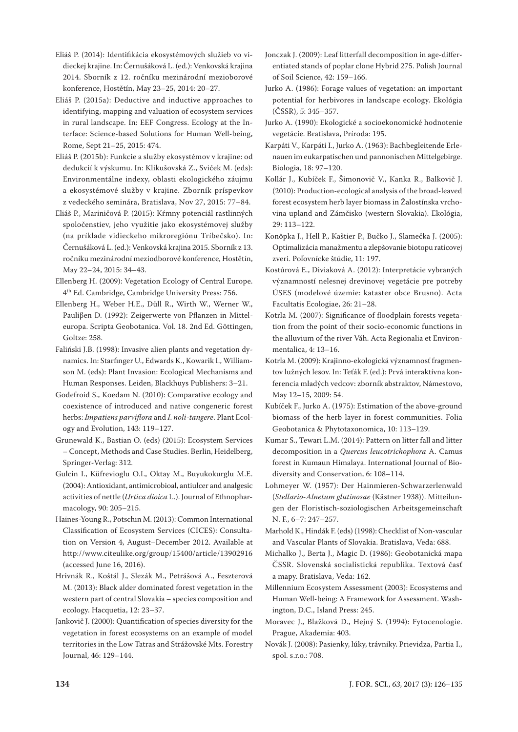Eliáš P. (2014): Identifikácia ekosystémových služieb vo vidieckej krajine. In: Černušáková L. (ed.): Venkovská krajina 2014. Sborník z 12. ročníku mezinárodní mezioborové konference, Hostětín, May 23–25, 2014: 20–27.

Eliáš P. (2015a): Deductive and inductive approaches to identifying, mapping and valuation of ecosystem services in rural landscape. In: EEF Congress. Ecology at the Interface: Science-based Solutions for Human Well-being, Rome, Sept 21–25, 2015: 474.

Eliáš P. (2015b): Funkcie a služby ekosystémov v krajine: od dedukcií k výskumu. In: Klikušovská Z., Svíček M. (eds): Environmentálne indexy, oblasti ekologického záujmu a ekosystémové služby v krajine. Zborník príspevkov z vedeckého seminára, Bratislava, Nov 27, 2015: 77–84.

Eliáš P., Mariničová P. (2015): Krmny potenciál rastlinných spoločenstiev, jeho využitie jako ekosystémovej služby (na príklade vidieckeho mikroregiónu Tríbečsko). In: Černušáková L. (ed.): Venkovská krajina 2015. Sborník z 13. ročníku mezinárodní meziodborové konference, Hostětín, May 22–24, 2015: 34–43.

Ellenberg H. (2009): Vegetation Ecology of Central Europe. 4th Ed. Cambridge, Cambridge University Press: 756.

Ellenberg H., Weber H.E., Düll R., Wirth W., Werner W., Pauliβen D. (1992): Zeigerwerte von Pflanzen in Mitteleuropa. Scripta Geobotanica. Vol. 18. 2nd Ed. Göttingen, Goltze: 258.

Faliński J.B. (1998): Invasive alien plants and vegetation dynamics. In: Starfinger U., Edwards K., Kowarik I., Williamson M. (eds): Plant Invasion: Ecological Mechanisms and Human Responses. Leiden, Blackhuys Publishers: 3–21.

Godefroid S., Koedam N. (2010): Comparative ecology and coexistence of introduced and native congeneric forest herbs: *Impatiens parviflora* and *I. noli-tangere*. Plant Ecology and Evolution, 143: 119–127.

Grunewald K., Bastian O. (eds) (2015): Ecosystem Services – Concept, Methods and Case Studies. Berlin, Heidelberg, Springer-Verlag: 312.

Gulcin I., Küfrevioglu O.I., Oktay M., Buyukokurglu M.E. (2004): Antioxidant, antimicrobioal, antiulcer and analgesic activities of nettle (*Urtica dioica* L.). Journal of Ethnopharmacology, 90: 205–215.

Haines-Young R., Potschin M. (2013): Common International Classification of Ecosystem Services (CICES): Consultation on Version 4, August–December 2012. Available at http://www.citeulike.org/group/15400/article/13902916 (accessed June 16, 2016).

Hrivnák R., Koštál J., Slezák M., Petrášová A., Feszterová M. (2013): Black alder dominated forest vegetation in the western part of central Slovakia – species composition and ecology. Hacquetia, 12: 23–37.

Jankovič J. (2000): Quantification of species diversity for the vegetation in forest ecosystems on an example of model territories in the Low Tatras and Strážovské Mts. Forestry Journal, 46: 129–144.

Jonczak J. (2009): Leaf litterfall decomposition in age-differentiated stands of poplar clone Hybrid 275. Polish Journal of Soil Science, 42: 159–166.

Jurko A. (1986): Forage values of vegetation: an important potential for herbivores in landscape ecology. Ekológia (ČSSR), 5: 345–357.

Jurko A. (1990): Ekologické a socioekonomické hodnotenie vegetácie. Bratislava, Príroda: 195.

Karpáti V., Karpáti I., Jurko A. (1963): Bachbegleitende Erlenauen im eukarpatischen und pannonischen Mittelgebirge. Biologia, 18: 97–120.

Kollár J., Kubíček F., Šimonovič V., Kanka R., Balkovič J. (2010): Production-ecological analysis of the broad-leaved forest ecosystem herb layer biomass in Žalostínska vrchovina upland and Zámčisko (western Slovakia). Ekológia, 29: 113–122.

Konôpka J., Hell P., Kaštier P., Bučko J., Slamečka J. (2005): Optimalizácia manažmentu a zlepšovanie biotopu raticovej zveri. Poľovnícke štúdie, 11: 197.

Kostúrová E., Diviaková A. (2012): Interpretácie vybraných významností nelesnej drevinovej vegetácie pre potreby ÚSES (modelové územie: kataster obce Brusno). Acta Facultatis Ecologiae, 26: 21–28.

Kotrla M. (2007): Significance of floodplain forests vegetation from the point of their socio-economic functions in the alluvium of the river Váh. Acta Regionalia et Environmentalica, 4: 13–16.

Kotrla M. (2009): Krajinno-ekologická významnosť fragmentov lužných lesov. In: Teťák F. (ed.): Prvá interaktívna konferencia mladých vedcov: zborník abstraktov, Námestovo, May 12–15, 2009: 54.

Kubíček F., Jurko A. (1975): Estimation of the above-ground biomass of the herb layer in forest communities. Folia Geobotanica & Phytotaxonomica, 10: 113–129.

Kumar S., Tewari L.M. (2014): Pattern on litter fall and litter decomposition in a *Quercus leucotrichophora* A. Camus forest in Kumaun Himalaya. International Journal of Biodiversity and Conservation, 6: 108–114.

Lohmeyer W. (1957): Der Hainmieren-Schwarzerlenwald (*Stellario-Alnetum glutinosae* (Kästner 1938)). Mitteilungen der Floristisch-soziologischen Arbeitsgemeinschaft N. F., 6–7: 247–257.

Marhold K., Hindák F. (eds) (1998): Checklist of Non-vascular and Vascular Plants of Slovakia. Bratislava, Veda: 688.

Michalko J., Berta J., Magic D. (1986): Geobotanická mapa ČSSR. Slovenská socialistická republika. Textová časť a mapy. Bratislava, Veda: 162.

Millennium Ecosystem Assessment (2003): Ecosystems and Human Well-being: A Framework for Assessment. Washington, D.C., Island Press: 245.

Moravec J., Blažková D., Hejný S. (1994): Fytocenologie. Prague, Akademia: 403.

Novák J. (2008): Pasienky, lúky, trávniky. Prievidza, Partia I., spol. s.r.o.: 708.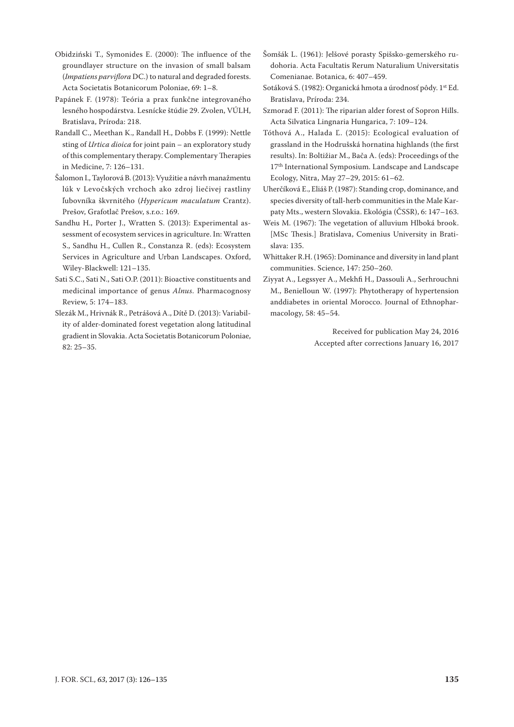Obidziński T., Symonides E. (2000): The influence of the groundlayer structure on the invasion of small balsam (*Impatiens parviflora* DC.) to natural and degraded forests. Acta Societatis Botanicorum Poloniae, 69: 1–8.

Papánek F. (1978): Teória a prax funkčne integrovaného lesného hospodárstva. Lesnícke štúdie 29. Zvolen, VÚLH, Bratislava, Príroda: 218.

Randall C., Meethan K., Randall H., Dobbs F. (1999): Nettle sting of *Urtica dioica* for joint pain – an exploratory study of this complementary therapy. Complementary Therapies in Medicine, 7: 126–131.

Šalomon I., Taylorová B. (2013): Využitie a návrh manažmentu lúk v Levočských vrchoch ako zdroj liečivej rastliny ľubovníka škvrnitého (*Hypericum maculatum* Crantz). Prešov, Grafotlač Prešov, s.r.o.: 169.

Sandhu H., Porter J., Wratten S. (2013): Experimental assessment of ecosystem services in agriculture. In: Wratten S., Sandhu H., Cullen R., Constanza R. (eds): Ecosystem Services in Agriculture and Urban Landscapes. Oxford, Wiley-Blackwell: 121–135.

Sati S.C., Sati N., Sati O.P. (2011): Bioactive constituents and medicinal importance of genus *Alnus*. Pharmacognosy Review, 5: 174–183.

Slezák M., Hrivnák R., Petrášová A., Dítě D. (2013): Variability of alder-dominated forest vegetation along latitudinal gradient in Slovakia. Acta Societatis Botanicorum Poloniae, 82: 25–35.

Šomšák L. (1961): Jelšové porasty Spišsko-gemerského rudohoria. Acta Facultatis Rerum Naturalium Universitatis Comenianae. Botanica, 6: 407–459.

Sotáková S. (1982): Organická hmota a úrodnosť pôdy. 1st Ed. Bratislava, Príroda: 234.

Szmorad F. (2011): The riparian alder forest of Sopron Hills. Acta Silvatica Lignaria Hungarica, 7: 109–124.

Tóthová A., Halada Ľ. (2015): Ecological evaluation of grassland in the Hodrušská hornatina highlands (the first results). In: Boltižiar M., Bača A. (eds): Proceedings of the 17th International Symposium. Landscape and Landscape Ecology, Nitra, May 27–29, 2015: 61–62.

Uherčíková E., Eliáš P. (1987): Standing crop, dominance, and species diversity of tall-herb communities in the Male Karpaty Mts., western Slovakia. Ekológia (ČSSR), 6: 147–163.

Weis M. (1967): The vegetation of alluvium Hlboká brook. [MSc Thesis.] Bratislava, Comenius University in Bratislava: 135.

Whittaker R.H. (1965): Dominance and diversity in land plant communities. Science, 147: 250–260.

Ziyyat A., Legssyer A., Mekhfi H., Dassouli A., Serhrouchni M., Benielloun W. (1997): Phytotherapy of hypertension anddiabetes in oriental Morocco. Journal of Ethnopharmacology, 58: 45–54.

Received for publication May 24, 2016
Accepted after corrections January 16, 2017